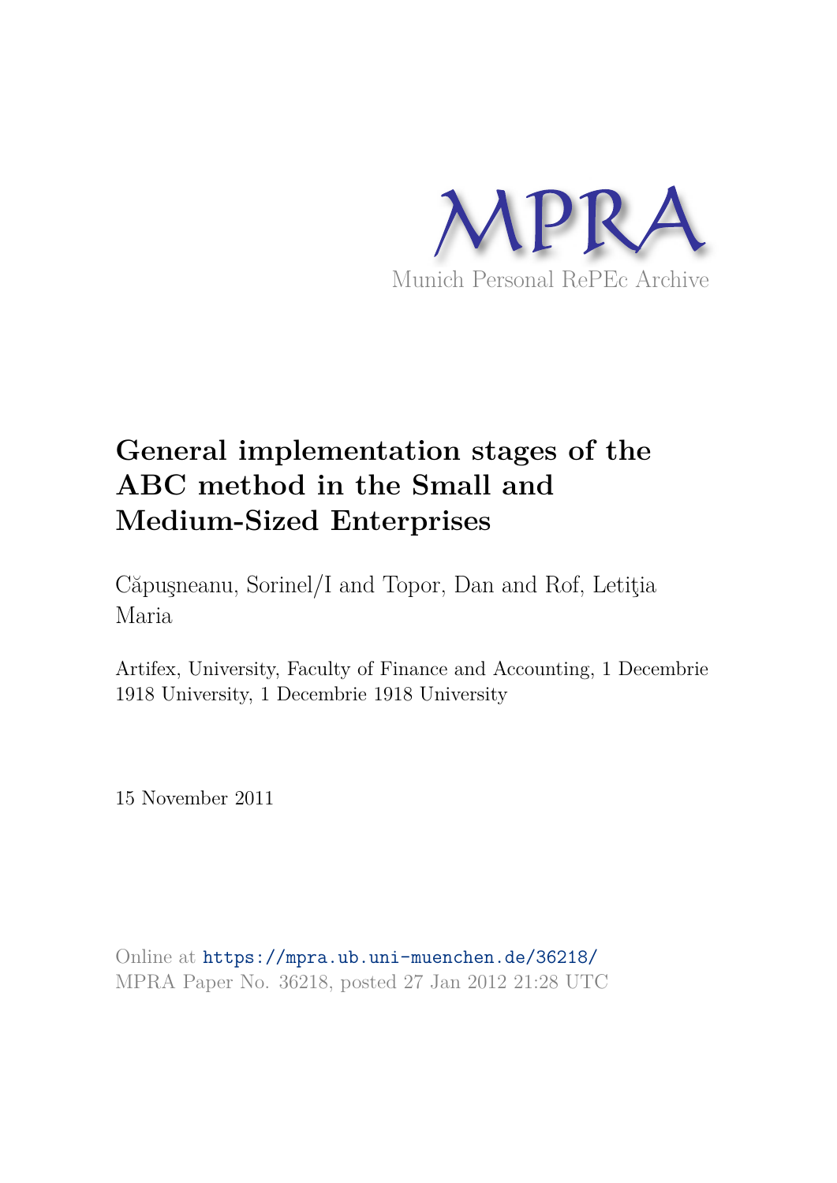MPRA

Munich Personal RePEc Archive

# General implementation stages of the ABC method in the Small and Medium-Sized Enterprises

Căpuşneanu, Sorinel/I and Topor, Dan and Rof, Letiţia Maria

Artifex, University, Faculty of Finance and Accounting, 1 Decembrie 1918 University, 1 Decembrie 1918 University

15 November 2011

Online at https://mpra.ub.uni-muenchen.de/36218/
MPRA Paper No. 36218, posted 27 Jan 2012 21:28 UTC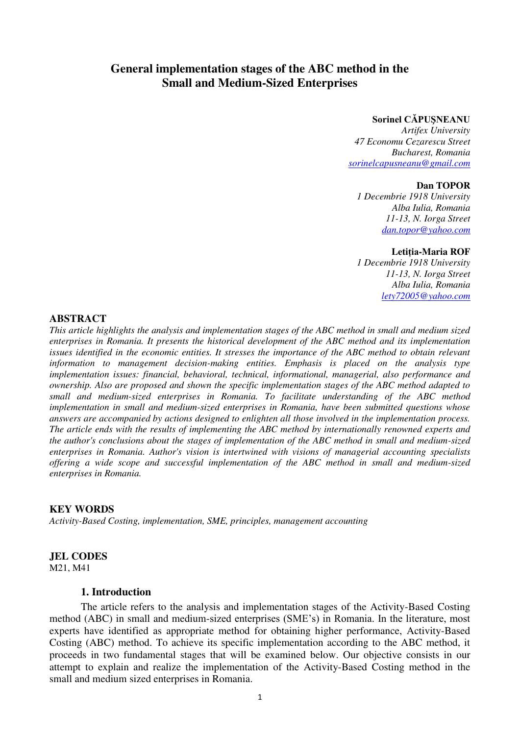# General implementation stages of the ABC method in the Small and Medium-Sized Enterprises

**Sorinel CĂPUȘNEANU**
*Artifex University*
*47 Economu Cezarescu Street*
*Bucharest, Romania*
*sorinelcapusneanu@gmail.com*

**Dan TOPOR**
*1 Decembrie 1918 University*
*Alba Iulia, Romania*
*11-13, N. Iorga Street*
*dan.topor@yahoo.com*

**Letiția-Maria ROF**
*1 Decembrie 1918 University*
*11-13, N. Iorga Street*
*Alba Iulia, Romania*
*lety72005@yahoo.com*

## ABSTRACT

*This article highlights the analysis and implementation stages of the ABC method in small and medium sized enterprises in Romania. It presents the historical development of the ABC method and its implementation issues identified in the economic entities. It stresses the importance of the ABC method to obtain relevant information to management decision-making entities. Emphasis is placed on the analysis type implementation issues: financial, behavioral, technical, informational, managerial, also performance and ownership. Also are proposed and shown the specific implementation stages of the ABC method adapted to small and medium-sized enterprises in Romania. To facilitate understanding of the ABC method implementation in small and medium-sized enterprises in Romania, have been submitted questions whose answers are accompanied by actions designed to enlighten all those involved in the implementation process. The article ends with the results of implementing the ABC method by internationally renowned experts and the author's conclusions about the stages of implementation of the ABC method in small and medium-sized enterprises in Romania. Author's vision is intertwined with visions of managerial accounting specialists offering a wide scope and successful implementation of the ABC method in small and medium-sized enterprises in Romania.*

## KEY WORDS

*Activity-Based Costing, implementation, SME, principles, management accounting*

## JEL CODES

M21, M41

## 1. Introduction

The article refers to the analysis and implementation stages of the Activity-Based Costing method (ABC) in small and medium-sized enterprises (SME's) in Romania. In the literature, most experts have identified as appropriate method for obtaining higher performance, Activity-Based Costing (ABC) method. To achieve its specific implementation according to the ABC method, it proceeds in two fundamental stages that will be examined below. Our objective consists in our attempt to explain and realize the implementation of the Activity-Based Costing method in the small and medium sized enterprises in Romania.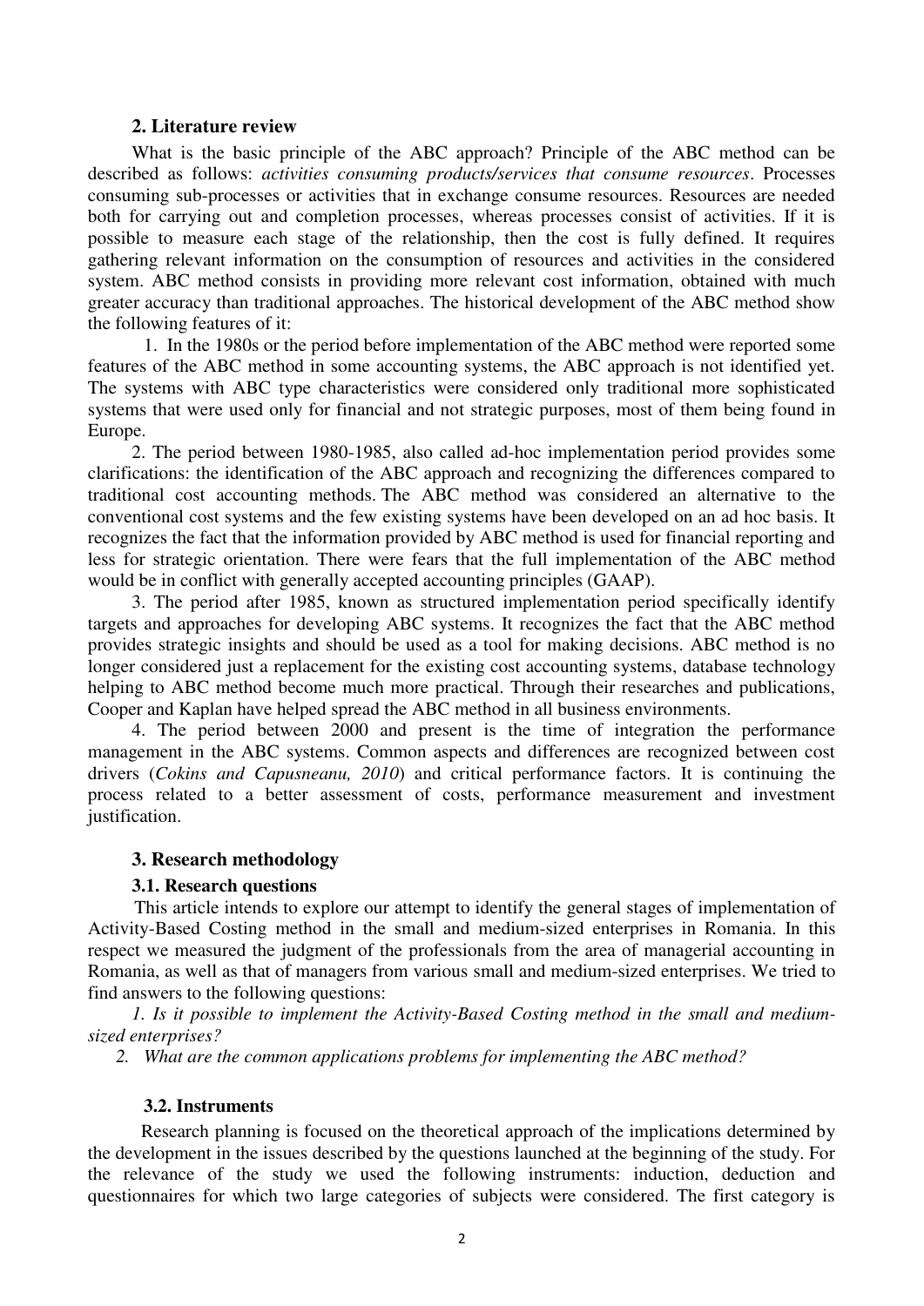## 2. Literature review

What is the basic principle of the ABC approach? Principle of the ABC method can be described as follows: *activities consuming products/services that consume resources*. Processes consuming sub-processes or activities that in exchange consume resources. Resources are needed both for carrying out and completion processes, whereas processes consist of activities. If it is possible to measure each stage of the relationship, then the cost is fully defined. It requires gathering relevant information on the consumption of resources and activities in the considered system. ABC method consists in providing more relevant cost information, obtained with much greater accuracy than traditional approaches. The historical development of the ABC method show the following features of it:

1. In the 1980s or the period before implementation of the ABC method were reported some features of the ABC method in some accounting systems, the ABC approach is not identified yet. The systems with ABC type characteristics were considered only traditional more sophisticated systems that were used only for financial and not strategic purposes, most of them being found in Europe.

2. The period between 1980-1985, also called ad-hoc implementation period provides some clarifications: the identification of the ABC approach and recognizing the differences compared to traditional cost accounting methods. The ABC method was considered an alternative to the conventional cost systems and the few existing systems have been developed on an ad hoc basis. It recognizes the fact that the information provided by ABC method is used for financial reporting and less for strategic orientation. There were fears that the full implementation of the ABC method would be in conflict with generally accepted accounting principles (GAAP).

3. The period after 1985, known as structured implementation period specifically identify targets and approaches for developing ABC systems. It recognizes the fact that the ABC method provides strategic insights and should be used as a tool for making decisions. ABC method is no longer considered just a replacement for the existing cost accounting systems, database technology helping to ABC method become much more practical. Through their researches and publications, Cooper and Kaplan have helped spread the ABC method in all business environments.

4. The period between 2000 and present is the time of integration the performance management in the ABC systems. Common aspects and differences are recognized between cost drivers (*Cokins and Capusneanu, 2010*) and critical performance factors. It is continuing the process related to a better assessment of costs, performance measurement and investment justification.

## 3. Research methodology

### 3.1. Research questions

This article intends to explore our attempt to identify the general stages of implementation of Activity-Based Costing method in the small and medium-sized enterprises in Romania. In this respect we measured the judgment of the professionals from the area of managerial accounting in Romania, as well as that of managers from various small and medium-sized enterprises. We tried to find answers to the following questions:

*1. Is it possible to implement the Activity-Based Costing method in the small and medium-sized enterprises?*

*2. What are the common applications problems for implementing the ABC method?*

### 3.2. Instruments

Research planning is focused on the theoretical approach of the implications determined by the development in the issues described by the questions launched at the beginning of the study. For the relevance of the study we used the following instruments: induction, deduction and questionnaires for which two large categories of subjects were considered. The first category is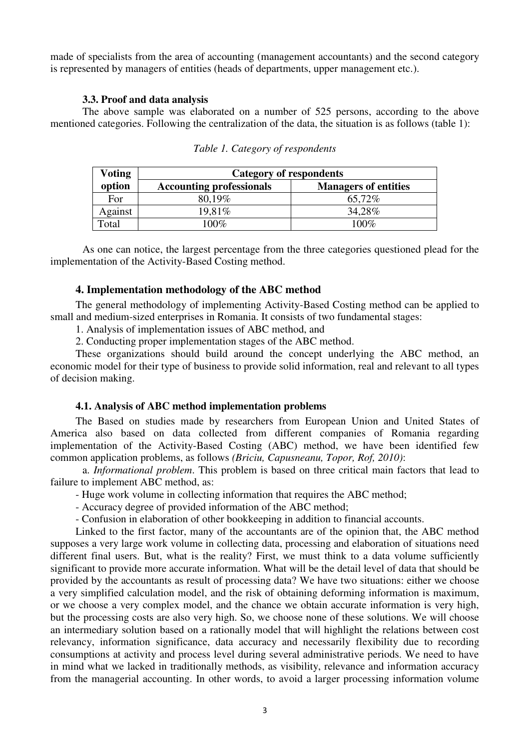made of specialists from the area of accounting (management accountants) and the second category is represented by managers of entities (heads of departments, upper management etc.).

### 3.3. Proof and data analysis

The above sample was elaborated on a number of 525 persons, according to the above mentioned categories. Following the centralization of the data, the situation is as follows (table 1):

*Table 1. Category of respondents*

| Voting option | Category of respondents | |
|---|---|---|
| | Accounting professionals | Managers of entities |
| For | 80,19% | 65,72% |
| Against | 19,81% | 34,28% |
| Total | 100% | 100% |

As one can notice, the largest percentage from the three categories questioned plead for the implementation of the Activity-Based Costing method.

## 4. Implementation methodology of the ABC method

The general methodology of implementing Activity-Based Costing method can be applied to small and medium-sized enterprises in Romania. It consists of two fundamental stages:

1. Analysis of implementation issues of ABC method, and
2. Conducting proper implementation stages of the ABC method.

These organizations should build around the concept underlying the ABC method, an economic model for their type of business to provide solid information, real and relevant to all types of decision making.

### 4.1. Analysis of ABC method implementation problems

The Based on studies made by researchers from European Union and United States of America also based on data collected from different companies of Romania regarding implementation of the Activity-Based Costing (ABC) method, we have been identified few common application problems, as follows *(Briciu, Capusneanu, Topor, Rof, 2010)*:

a. *Informational problem*. This problem is based on three critical main factors that lead to failure to implement ABC method, as:

- Huge work volume in collecting information that requires the ABC method;
- Accuracy degree of provided information of the ABC method;
- Confusion in elaboration of other bookkeeping in addition to financial accounts.

Linked to the first factor, many of the accountants are of the opinion that, the ABC method supposes a very large work volume in collecting data, processing and elaboration of situations need different final users. But, what is the reality? First, we must think to a data volume sufficiently significant to provide more accurate information. What will be the detail level of data that should be provided by the accountants as result of processing data? We have two situations: either we choose a very simplified calculation model, and the risk of obtaining deforming information is maximum, or we choose a very complex model, and the chance we obtain accurate information is very high, but the processing costs are also very high. So, we choose none of these solutions. We will choose an intermediary solution based on a rationally model that will highlight the relations between cost relevancy, information significance, data accuracy and necessarily flexibility due to recording consumptions at activity and process level during several administrative periods. We need to have in mind what we lacked in traditionally methods, as visibility, relevance and information accuracy from the managerial accounting. In other words, to avoid a larger processing information volume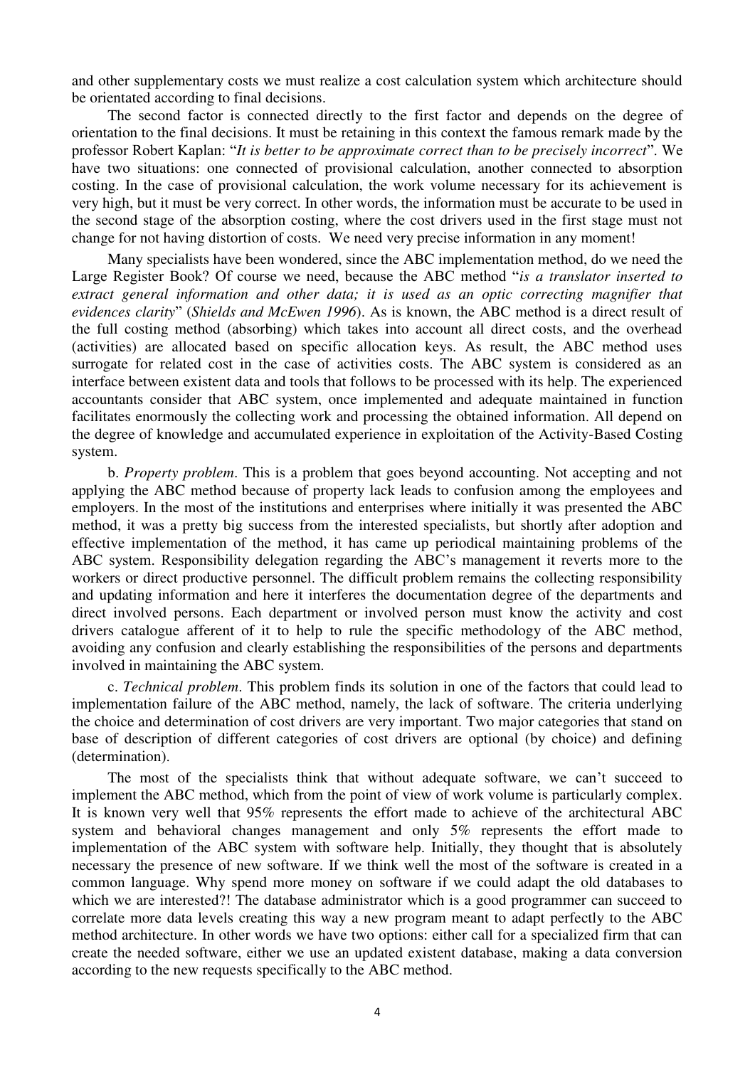and other supplementary costs we must realize a cost calculation system which architecture should be orientated according to final decisions.

The second factor is connected directly to the first factor and depends on the degree of orientation to the final decisions. It must be retaining in this context the famous remark made by the professor Robert Kaplan: "*It is better to be approximate correct than to be precisely incorrect*". We have two situations: one connected of provisional calculation, another connected to absorption costing. In the case of provisional calculation, the work volume necessary for its achievement is very high, but it must be very correct. In other words, the information must be accurate to be used in the second stage of the absorption costing, where the cost drivers used in the first stage must not change for not having distortion of costs. We need very precise information in any moment!

Many specialists have been wondered, since the ABC implementation method, do we need the Large Register Book? Of course we need, because the ABC method "*is a translator inserted to extract general information and other data; it is used as an optic correcting magnifier that evidences clarity*" (*Shields and McEwen 1996*). As is known, the ABC method is a direct result of the full costing method (absorbing) which takes into account all direct costs, and the overhead (activities) are allocated based on specific allocation keys. As result, the ABC method uses surrogate for related cost in the case of activities costs. The ABC system is considered as an interface between existent data and tools that follows to be processed with its help. The experienced accountants consider that ABC system, once implemented and adequate maintained in function facilitates enormously the collecting work and processing the obtained information. All depend on the degree of knowledge and accumulated experience in exploitation of the Activity-Based Costing system.

b. *Property problem*. This is a problem that goes beyond accounting. Not accepting and not applying the ABC method because of property lack leads to confusion among the employees and employers. In the most of the institutions and enterprises where initially it was presented the ABC method, it was a pretty big success from the interested specialists, but shortly after adoption and effective implementation of the method, it has came up periodical maintaining problems of the ABC system. Responsibility delegation regarding the ABC's management it reverts more to the workers or direct productive personnel. The difficult problem remains the collecting responsibility and updating information and here it interferes the documentation degree of the departments and direct involved persons. Each department or involved person must know the activity and cost drivers catalogue afferent of it to help to rule the specific methodology of the ABC method, avoiding any confusion and clearly establishing the responsibilities of the persons and departments involved in maintaining the ABC system.

c. *Technical problem*. This problem finds its solution in one of the factors that could lead to implementation failure of the ABC method, namely, the lack of software. The criteria underlying the choice and determination of cost drivers are very important. Two major categories that stand on base of description of different categories of cost drivers are optional (by choice) and defining (determination).

The most of the specialists think that without adequate software, we can't succeed to implement the ABC method, which from the point of view of work volume is particularly complex. It is known very well that 95% represents the effort made to achieve of the architectural ABC system and behavioral changes management and only 5% represents the effort made to implementation of the ABC system with software help. Initially, they thought that is absolutely necessary the presence of new software. If we think well the most of the software is created in a common language. Why spend more money on software if we could adapt the old databases to which we are interested?! The database administrator which is a good programmer can succeed to correlate more data levels creating this way a new program meant to adapt perfectly to the ABC method architecture. In other words we have two options: either call for a specialized firm that can create the needed software, either we use an updated existent database, making a data conversion according to the new requests specifically to the ABC method.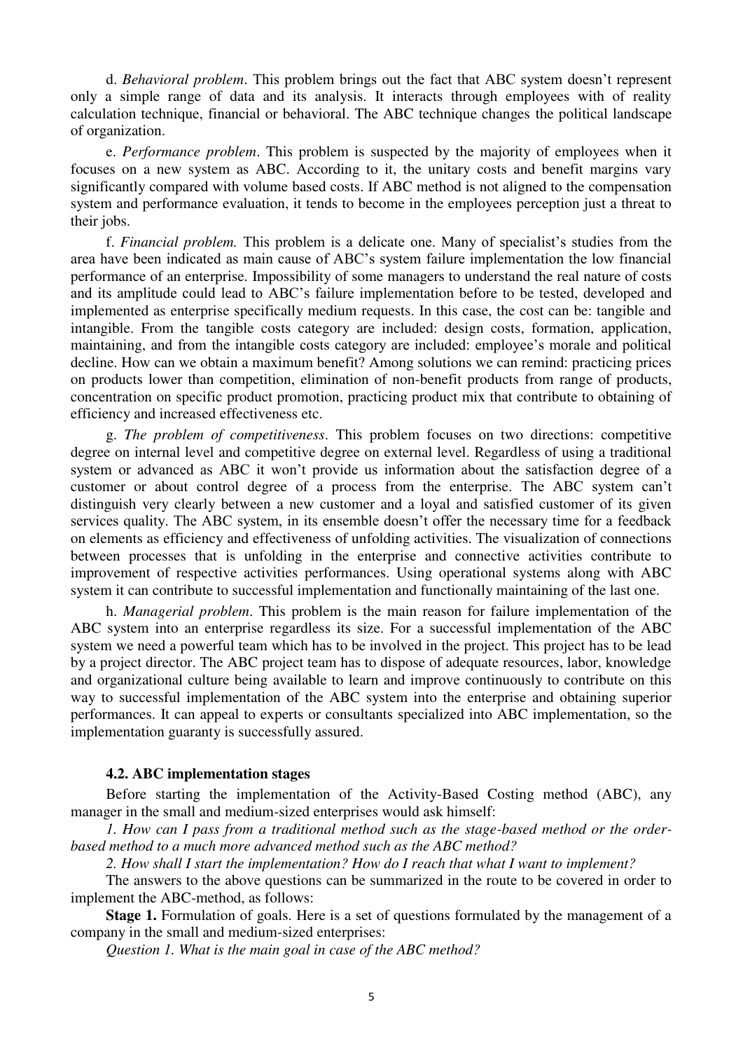d. *Behavioral problem*. This problem brings out the fact that ABC system doesn't represent only a simple range of data and its analysis. It interacts through employees with of reality calculation technique, financial or behavioral. The ABC technique changes the political landscape of organization.

e. *Performance problem*. This problem is suspected by the majority of employees when it focuses on a new system as ABC. According to it, the unitary costs and benefit margins vary significantly compared with volume based costs. If ABC method is not aligned to the compensation system and performance evaluation, it tends to become in the employees perception just a threat to their jobs.

f. *Financial problem.* This problem is a delicate one. Many of specialist's studies from the area have been indicated as main cause of ABC's system failure implementation the low financial performance of an enterprise. Impossibility of some managers to understand the real nature of costs and its amplitude could lead to ABC's failure implementation before to be tested, developed and implemented as enterprise specifically medium requests. In this case, the cost can be: tangible and intangible. From the tangible costs category are included: design costs, formation, application, maintaining, and from the intangible costs category are included: employee's morale and political decline. How can we obtain a maximum benefit? Among solutions we can remind: practicing prices on products lower than competition, elimination of non-benefit products from range of products, concentration on specific product promotion, practicing product mix that contribute to obtaining of efficiency and increased effectiveness etc.

g. *The problem of competitiveness*. This problem focuses on two directions: competitive degree on internal level and competitive degree on external level. Regardless of using a traditional system or advanced as ABC it won't provide us information about the satisfaction degree of a customer or about control degree of a process from the enterprise. The ABC system can't distinguish very clearly between a new customer and a loyal and satisfied customer of its given services quality. The ABC system, in its ensemble doesn't offer the necessary time for a feedback on elements as efficiency and effectiveness of unfolding activities. The visualization of connections between processes that is unfolding in the enterprise and connective activities contribute to improvement of respective activities performances. Using operational systems along with ABC system it can contribute to successful implementation and functionally maintaining of the last one.

h. *Managerial problem*. This problem is the main reason for failure implementation of the ABC system into an enterprise regardless its size. For a successful implementation of the ABC system we need a powerful team which has to be involved in the project. This project has to be lead by a project director. The ABC project team has to dispose of adequate resources, labor, knowledge and organizational culture being available to learn and improve continuously to contribute on this way to successful implementation of the ABC system into the enterprise and obtaining superior performances. It can appeal to experts or consultants specialized into ABC implementation, so the implementation guaranty is successfully assured.

### 4.2. ABC implementation stages

Before starting the implementation of the Activity-Based Costing method (ABC), any manager in the small and medium-sized enterprises would ask himself:

*1. How can I pass from a traditional method such as the stage-based method or the order-based method to a much more advanced method such as the ABC method?*

*2. How shall I start the implementation? How do I reach that what I want to implement?*

The answers to the above questions can be summarized in the route to be covered in order to implement the ABC-method, as follows:

**Stage 1.** Formulation of goals. Here is a set of questions formulated by the management of a company in the small and medium-sized enterprises:

*Question 1. What is the main goal in case of the ABC method?*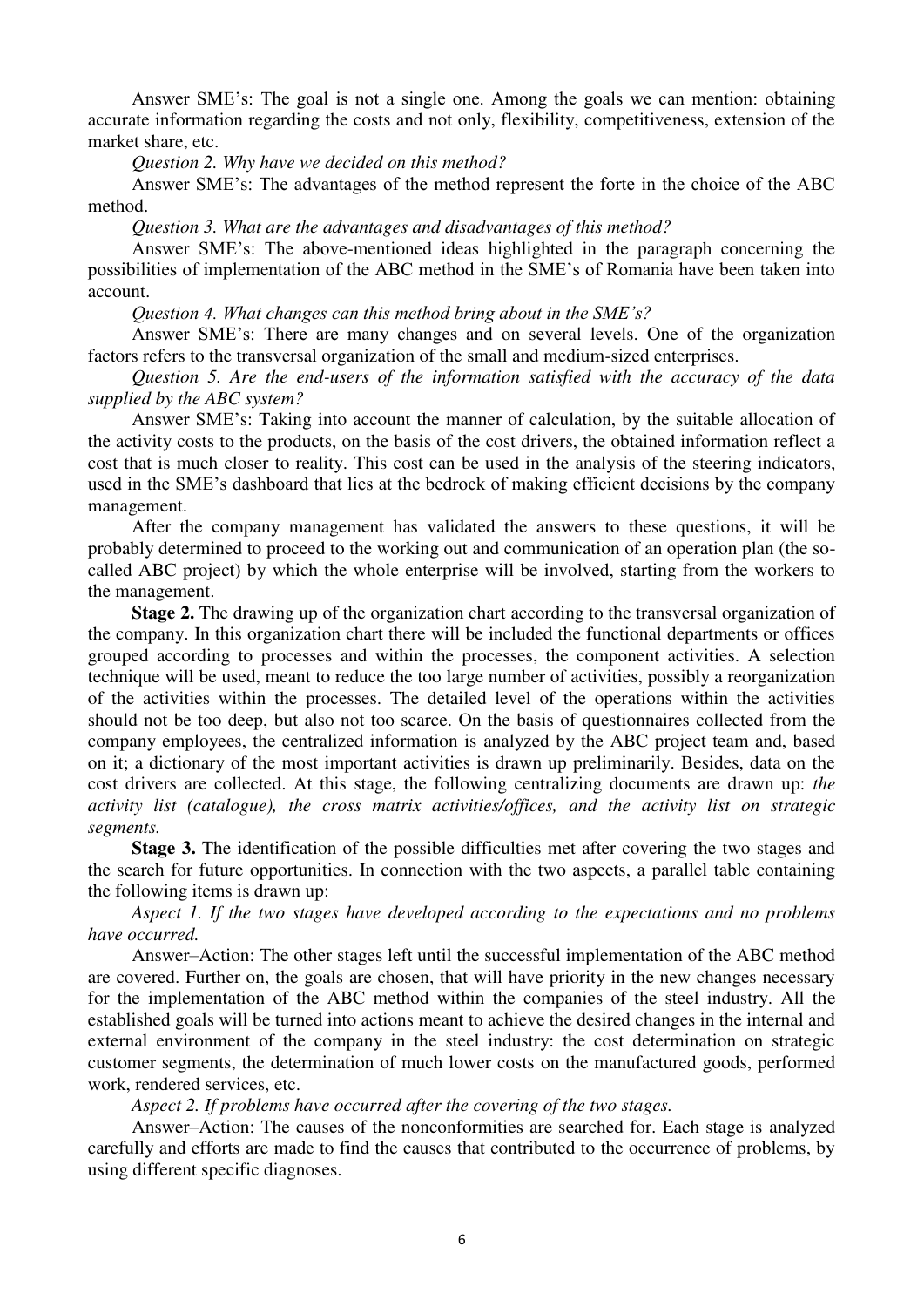Answer SME's: The goal is not a single one. Among the goals we can mention: obtaining accurate information regarding the costs and not only, flexibility, competitiveness, extension of the market share, etc.

*Question 2. Why have we decided on this method?*

Answer SME's: The advantages of the method represent the forte in the choice of the ABC method.

*Question 3. What are the advantages and disadvantages of this method?*

Answer SME's: The above-mentioned ideas highlighted in the paragraph concerning the possibilities of implementation of the ABC method in the SME's of Romania have been taken into account.

*Question 4. What changes can this method bring about in the SME's?*

Answer SME's: There are many changes and on several levels. One of the organization factors refers to the transversal organization of the small and medium-sized enterprises.

*Question 5. Are the end-users of the information satisfied with the accuracy of the data supplied by the ABC system?*

Answer SME's: Taking into account the manner of calculation, by the suitable allocation of the activity costs to the products, on the basis of the cost drivers, the obtained information reflect a cost that is much closer to reality. This cost can be used in the analysis of the steering indicators, used in the SME's dashboard that lies at the bedrock of making efficient decisions by the company management.

After the company management has validated the answers to these questions, it will be probably determined to proceed to the working out and communication of an operation plan (the so-called ABC project) by which the whole enterprise will be involved, starting from the workers to the management.

**Stage 2.** The drawing up of the organization chart according to the transversal organization of the company. In this organization chart there will be included the functional departments or offices grouped according to processes and within the processes, the component activities. A selection technique will be used, meant to reduce the too large number of activities, possibly a reorganization of the activities within the processes. The detailed level of the operations within the activities should not be too deep, but also not too scarce. On the basis of questionnaires collected from the company employees, the centralized information is analyzed by the ABC project team and, based on it; a dictionary of the most important activities is drawn up preliminarily. Besides, data on the cost drivers are collected. At this stage, the following centralizing documents are drawn up: *the activity list (catalogue), the cross matrix activities/offices, and the activity list on strategic segments.*

**Stage 3.** The identification of the possible difficulties met after covering the two stages and the search for future opportunities. In connection with the two aspects, a parallel table containing the following items is drawn up:

*Aspect 1. If the two stages have developed according to the expectations and no problems have occurred.*

Answer–Action: The other stages left until the successful implementation of the ABC method are covered. Further on, the goals are chosen, that will have priority in the new changes necessary for the implementation of the ABC method within the companies of the steel industry. All the established goals will be turned into actions meant to achieve the desired changes in the internal and external environment of the company in the steel industry: the cost determination on strategic customer segments, the determination of much lower costs on the manufactured goods, performed work, rendered services, etc.

*Aspect 2. If problems have occurred after the covering of the two stages.*

Answer–Action: The causes of the nonconformities are searched for. Each stage is analyzed carefully and efforts are made to find the causes that contributed to the occurrence of problems, by using different specific diagnoses.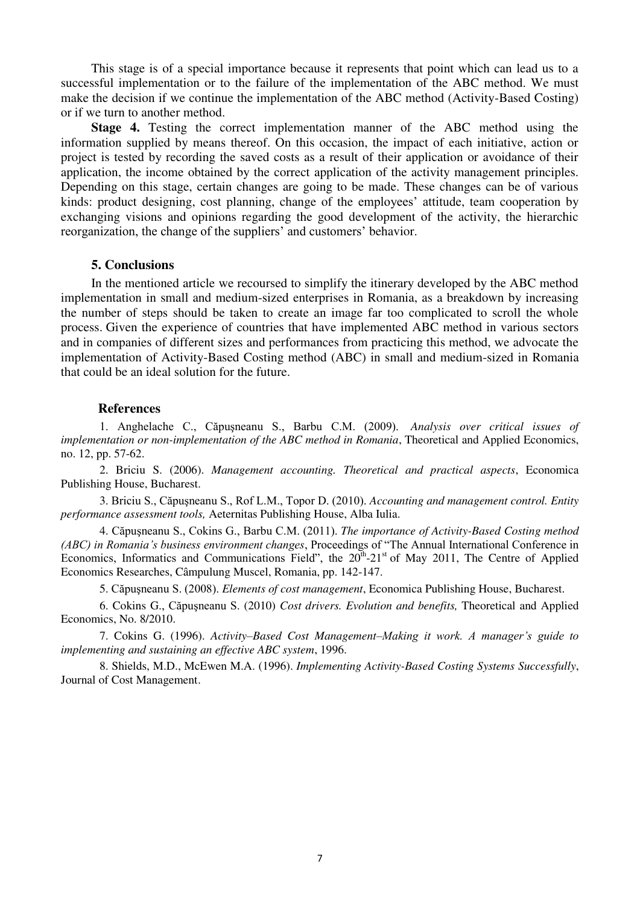This stage is of a special importance because it represents that point which can lead us to a successful implementation or to the failure of the implementation of the ABC method. We must make the decision if we continue the implementation of the ABC method (Activity-Based Costing) or if we turn to another method.

**Stage 4.** Testing the correct implementation manner of the ABC method using the information supplied by means thereof. On this occasion, the impact of each initiative, action or project is tested by recording the saved costs as a result of their application or avoidance of their application, the income obtained by the correct application of the activity management principles. Depending on this stage, certain changes are going to be made. These changes can be of various kinds: product designing, cost planning, change of the employees' attitude, team cooperation by exchanging visions and opinions regarding the good development of the activity, the hierarchic reorganization, the change of the suppliers' and customers' behavior.

## 5. Conclusions

In the mentioned article we recoursed to simplify the itinerary developed by the ABC method implementation in small and medium-sized enterprises in Romania, as a breakdown by increasing the number of steps should be taken to create an image far too complicated to scroll the whole process. Given the experience of countries that have implemented ABC method in various sectors and in companies of different sizes and performances from practicing this method, we advocate the implementation of Activity-Based Costing method (ABC) in small and medium-sized in Romania that could be an ideal solution for the future.

## References

1. Anghelache C., Căpuşneanu S., Barbu C.M. (2009). *Analysis over critical issues of implementation or non-implementation of the ABC method in Romania*, Theoretical and Applied Economics, no. 12, pp. 57-62.

2. Briciu S. (2006). *Management accounting. Theoretical and practical aspects*, Economica Publishing House, Bucharest.

3. Briciu S., Căpuşneanu S., Rof L.M., Topor D. (2010). *Accounting and management control. Entity performance assessment tools,* Aeternitas Publishing House, Alba Iulia.

4. Căpuşneanu S., Cokins G., Barbu C.M. (2011). *The importance of Activity-Based Costing method (ABC) in Romania's business environment changes*, Proceedings of "The Annual International Conference in Economics, Informatics and Communications Field", the 20th-21st of May 2011, The Centre of Applied Economics Researches, Câmpulung Muscel, Romania, pp. 142-147.

5. Căpuşneanu S. (2008). *Elements of cost management*, Economica Publishing House, Bucharest.

6. Cokins G., Căpuşneanu S. (2010) *Cost drivers. Evolution and benefits,* Theoretical and Applied Economics, No. 8/2010.

7. Cokins G. (1996). *Activity–Based Cost Management–Making it work. A manager's guide to implementing and sustaining an effective ABC system*, 1996.

8. Shields, M.D., McEwen M.A. (1996). *Implementing Activity-Based Costing Systems Successfully*, Journal of Cost Management.